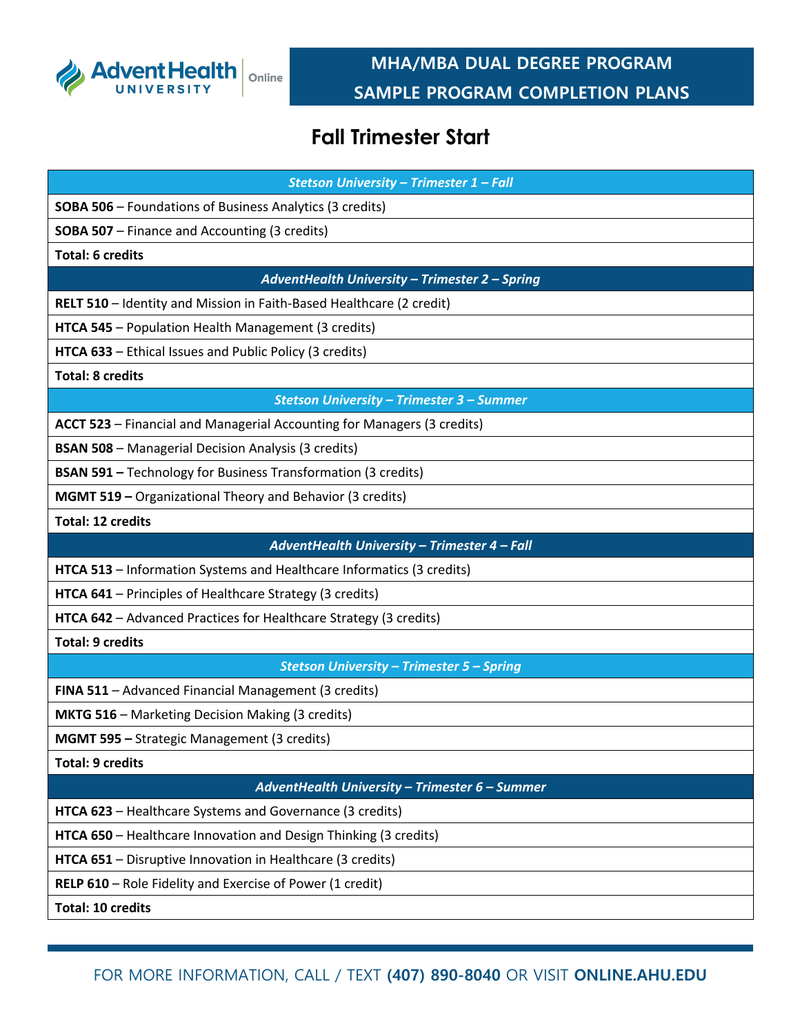AdventHealth University Online

# MHA/MBA DUAL DEGREE PROGRAM
# SAMPLE PROGRAM COMPLETION PLANS

## Fall Trimester Start

| *Stetson University – Trimester 1 – Fall* |
|---|
| **SOBA 506** – Foundations of Business Analytics (3 credits) |
| **SOBA 507** – Finance and Accounting (3 credits) |
| **Total: 6 credits** |
| ***AdventHealth University – Trimester 2 – Spring*** |
| **RELT 510** – Identity and Mission in Faith-Based Healthcare (2 credit) |
| **HTCA 545** – Population Health Management (3 credits) |
| **HTCA 633** – Ethical Issues and Public Policy (3 credits) |
| **Total: 8 credits** |
| ***Stetson University – Trimester 3 – Summer*** |
| **ACCT 523** – Financial and Managerial Accounting for Managers (3 credits) |
| **BSAN 508** – Managerial Decision Analysis (3 credits) |
| **BSAN 591 –** Technology for Business Transformation (3 credits) |
| **MGMT 519 –** Organizational Theory and Behavior (3 credits) |
| **Total: 12 credits** |
| ***AdventHealth University – Trimester 4 – Fall*** |
| **HTCA 513** – Information Systems and Healthcare Informatics (3 credits) |
| **HTCA 641** – Principles of Healthcare Strategy (3 credits) |
| **HTCA 642** – Advanced Practices for Healthcare Strategy (3 credits) |
| **Total: 9 credits** |
| ***Stetson University – Trimester 5 – Spring*** |
| **FINA 511** – Advanced Financial Management (3 credits) |
| **MKTG 516** – Marketing Decision Making (3 credits) |
| **MGMT 595 –** Strategic Management (3 credits) |
| **Total: 9 credits** |
| ***AdventHealth University – Trimester 6 – Summer*** |
| **HTCA 623** – Healthcare Systems and Governance (3 credits) |
| **HTCA 650** – Healthcare Innovation and Design Thinking (3 credits) |
| **HTCA 651** – Disruptive Innovation in Healthcare (3 credits) |
| **RELP 610** – Role Fidelity and Exercise of Power (1 credit) |
| **Total: 10 credits** |

FOR MORE INFORMATION, CALL / TEXT **(407) 890-8040** OR VISIT **ONLINE.AHU.EDU**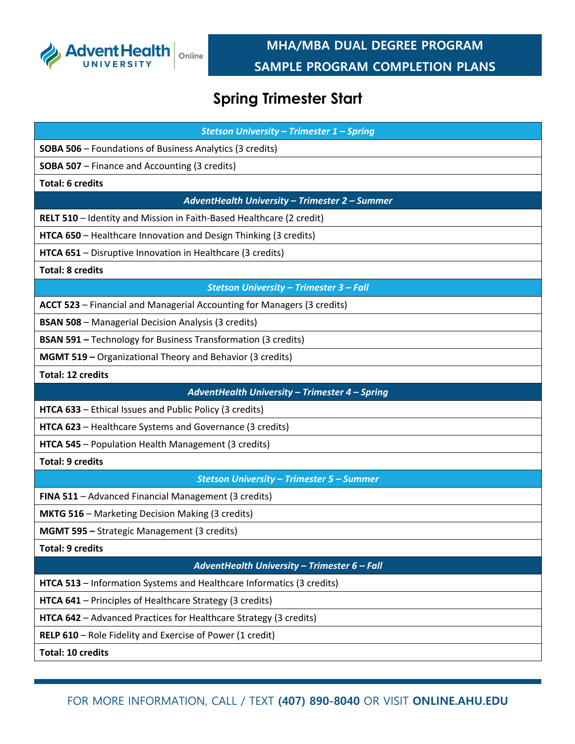# MHA/MBA DUAL DEGREE PROGRAM

## SAMPLE PROGRAM COMPLETION PLANS

## Spring Trimester Start

| *Stetson University – Trimester 1 – Spring* |
|---|
| **SOBA 506** – Foundations of Business Analytics (3 credits) |
| **SOBA 507** – Finance and Accounting (3 credits) |
| **Total: 6 credits** |
| *AdventHealth University – Trimester 2 – Summer* |
| **RELT 510** – Identity and Mission in Faith-Based Healthcare (2 credit) |
| **HTCA 650** – Healthcare Innovation and Design Thinking (3 credits) |
| **HTCA 651** – Disruptive Innovation in Healthcare (3 credits) |
| **Total: 8 credits** |
| *Stetson University – Trimester 3 – Fall* |
| **ACCT 523** – Financial and Managerial Accounting for Managers (3 credits) |
| **BSAN 508** – Managerial Decision Analysis (3 credits) |
| **BSAN 591 –** Technology for Business Transformation (3 credits) |
| **MGMT 519 –** Organizational Theory and Behavior (3 credits) |
| **Total: 12 credits** |
| *AdventHealth University – Trimester 4 – Spring* |
| **HTCA 633** – Ethical Issues and Public Policy (3 credits) |
| **HTCA 623** – Healthcare Systems and Governance (3 credits) |
| **HTCA 545** – Population Health Management (3 credits) |
| **Total: 9 credits** |
| *Stetson University – Trimester 5 – Summer* |
| **FINA 511** – Advanced Financial Management (3 credits) |
| **MKTG 516** – Marketing Decision Making (3 credits) |
| **MGMT 595 –** Strategic Management (3 credits) |
| **Total: 9 credits** |
| *AdventHealth University – Trimester 6 – Fall* |
| **HTCA 513** – Information Systems and Healthcare Informatics (3 credits) |
| **HTCA 641** – Principles of Healthcare Strategy (3 credits) |
| **HTCA 642** – Advanced Practices for Healthcare Strategy (3 credits) |
| **RELP 610** – Role Fidelity and Exercise of Power (1 credit) |
| **Total: 10 credits** |

FOR MORE INFORMATION, CALL / TEXT **(407) 890-8040** OR VISIT **ONLINE.AHU.EDU**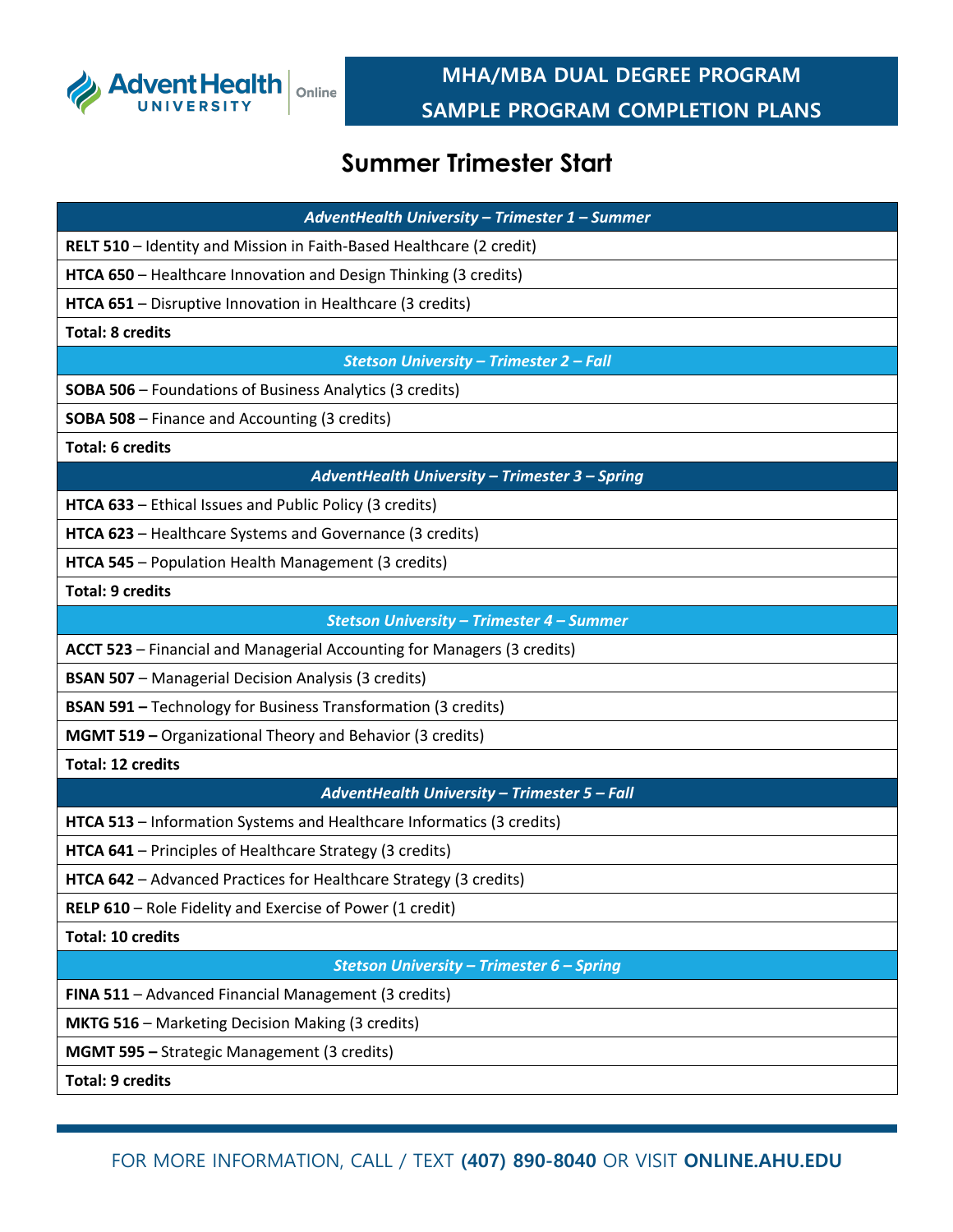MHA/MBA DUAL DEGREE PROGRAM
SAMPLE PROGRAM COMPLETION PLANS

# Summer Trimester Start

| *AdventHealth University – Trimester 1 – Summer* |
|---|
| **RELT 510** – Identity and Mission in Faith-Based Healthcare (2 credit) |
| **HTCA 650** – Healthcare Innovation and Design Thinking (3 credits) |
| **HTCA 651** – Disruptive Innovation in Healthcare (3 credits) |
| **Total: 8 credits** |
| ***Stetson University – Trimester 2 – Fall*** |
| **SOBA 506** – Foundations of Business Analytics (3 credits) |
| **SOBA 508** – Finance and Accounting (3 credits) |
| **Total: 6 credits** |
| ***AdventHealth University – Trimester 3 – Spring*** |
| **HTCA 633** – Ethical Issues and Public Policy (3 credits) |
| **HTCA 623** – Healthcare Systems and Governance (3 credits) |
| **HTCA 545** – Population Health Management (3 credits) |
| **Total: 9 credits** |
| ***Stetson University – Trimester 4 – Summer*** |
| **ACCT 523** – Financial and Managerial Accounting for Managers (3 credits) |
| **BSAN 507** – Managerial Decision Analysis (3 credits) |
| **BSAN 591 –** Technology for Business Transformation (3 credits) |
| **MGMT 519 –** Organizational Theory and Behavior (3 credits) |
| **Total: 12 credits** |
| ***AdventHealth University – Trimester 5 – Fall*** |
| **HTCA 513** – Information Systems and Healthcare Informatics (3 credits) |
| **HTCA 641** – Principles of Healthcare Strategy (3 credits) |
| **HTCA 642** – Advanced Practices for Healthcare Strategy (3 credits) |
| **RELP 610** – Role Fidelity and Exercise of Power (1 credit) |
| **Total: 10 credits** |
| ***Stetson University – Trimester 6 – Spring*** |
| **FINA 511** – Advanced Financial Management (3 credits) |
| **MKTG 516** – Marketing Decision Making (3 credits) |
| **MGMT 595 –** Strategic Management (3 credits) |
| **Total: 9 credits** |

FOR MORE INFORMATION, CALL / TEXT **(407) 890-8040** OR VISIT **ONLINE.AHU.EDU**